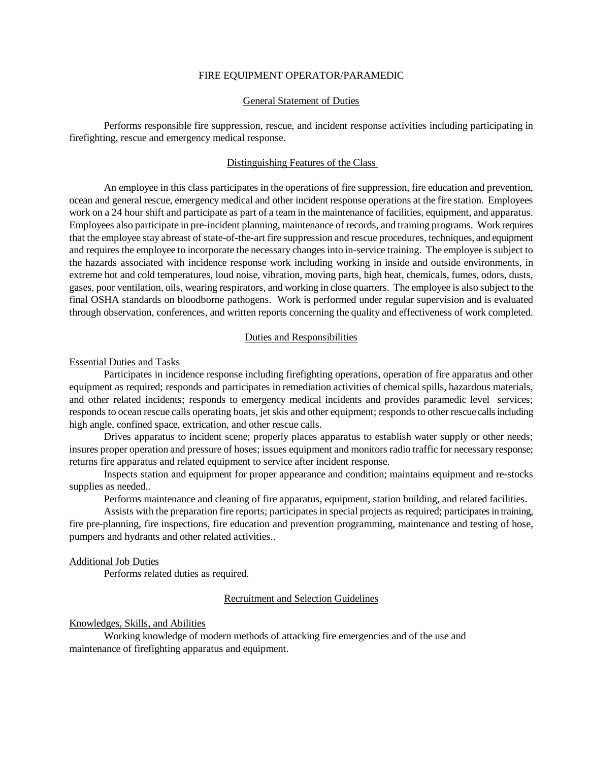# FIRE EQUIPMENT OPERATOR/PARAMEDIC

## General Statement of Duties

Performs responsible fire suppression, rescue, and incident response activities including participating in firefighting, rescue and emergency medical response.

## Distinguishing Features of the Class

An employee in this class participates in the operations of fire suppression, fire education and prevention, ocean and general rescue, emergency medical and other incident response operations at the fire station. Employees work on a 24 hour shift and participate as part of a team in the maintenance of facilities, equipment, and apparatus. Employees also participate in pre-incident planning, maintenance of records, and training programs. Work requires that the employee stay abreast of state-of-the-art fire suppression and rescue procedures, techniques, and equipment and requires the employee to incorporate the necessary changes into in-service training. The employee is subject to the hazards associated with incidence response work including working in inside and outside environments, in extreme hot and cold temperatures, loud noise, vibration, moving parts, high heat, chemicals, fumes, odors, dusts, gases, poor ventilation, oils, wearing respirators, and working in close quarters. The employee is also subject to the final OSHA standards on bloodborne pathogens. Work is performed under regular supervision and is evaluated through observation, conferences, and written reports concerning the quality and effectiveness of work completed.

## Duties and Responsibilities

### Essential Duties and Tasks

Participates in incidence response including firefighting operations, operation of fire apparatus and other equipment as required; responds and participates in remediation activities of chemical spills, hazardous materials, and other related incidents; responds to emergency medical incidents and provides paramedic level services; responds to ocean rescue calls operating boats, jet skis and other equipment; responds to other rescue calls including high angle, confined space, extrication, and other rescue calls.

Drives apparatus to incident scene; properly places apparatus to establish water supply or other needs; insures proper operation and pressure of hoses; issues equipment and monitors radio traffic for necessary response; returns fire apparatus and related equipment to service after incident response.

Inspects station and equipment for proper appearance and condition; maintains equipment and re-stocks supplies as needed..

Performs maintenance and cleaning of fire apparatus, equipment, station building, and related facilities.

Assists with the preparation fire reports; participates in special projects as required; participates in training, fire pre-planning, fire inspections, fire education and prevention programming, maintenance and testing of hose, pumpers and hydrants and other related activities..

### Additional Job Duties

Performs related duties as required.

## Recruitment and Selection Guidelines

### Knowledges, Skills, and Abilities

Working knowledge of modern methods of attacking fire emergencies and of the use and maintenance of firefighting apparatus and equipment.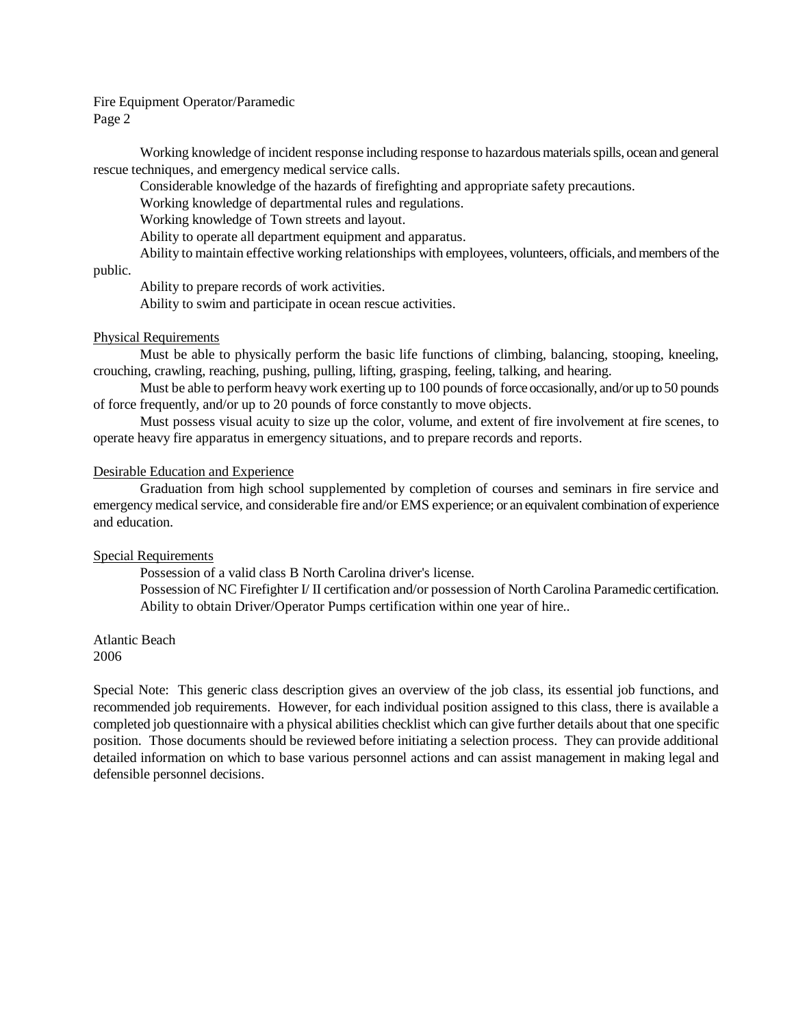Working knowledge of incident response including response to hazardous materials spills, ocean and general rescue techniques, and emergency medical service calls.

Considerable knowledge of the hazards of firefighting and appropriate safety precautions.

Working knowledge of departmental rules and regulations.

Working knowledge of Town streets and layout.

Ability to operate all department equipment and apparatus.

Ability to maintain effective working relationships with employees, volunteers, officials, and members of the public.

Ability to prepare records of work activities.

Ability to swim and participate in ocean rescue activities.

## Physical Requirements

Must be able to physically perform the basic life functions of climbing, balancing, stooping, kneeling, crouching, crawling, reaching, pushing, pulling, lifting, grasping, feeling, talking, and hearing.

Must be able to perform heavy work exerting up to 100 pounds of force occasionally, and/or up to 50 pounds of force frequently, and/or up to 20 pounds of force constantly to move objects.

Must possess visual acuity to size up the color, volume, and extent of fire involvement at fire scenes, to operate heavy fire apparatus in emergency situations, and to prepare records and reports.

## Desirable Education and Experience

Graduation from high school supplemented by completion of courses and seminars in fire service and emergency medical service, and considerable fire and/or EMS experience; or an equivalent combination of experience and education.

## Special Requirements

Possession of a valid class B North Carolina driver's license.

Possession of NC Firefighter I/ II certification and/or possession of North Carolina Paramedic certification.

Ability to obtain Driver/Operator Pumps certification within one year of hire..

Atlantic Beach
2006

Special Note: This generic class description gives an overview of the job class, its essential job functions, and recommended job requirements. However, for each individual position assigned to this class, there is available a completed job questionnaire with a physical abilities checklist which can give further details about that one specific position. Those documents should be reviewed before initiating a selection process. They can provide additional detailed information on which to base various personnel actions and can assist management in making legal and defensible personnel decisions.